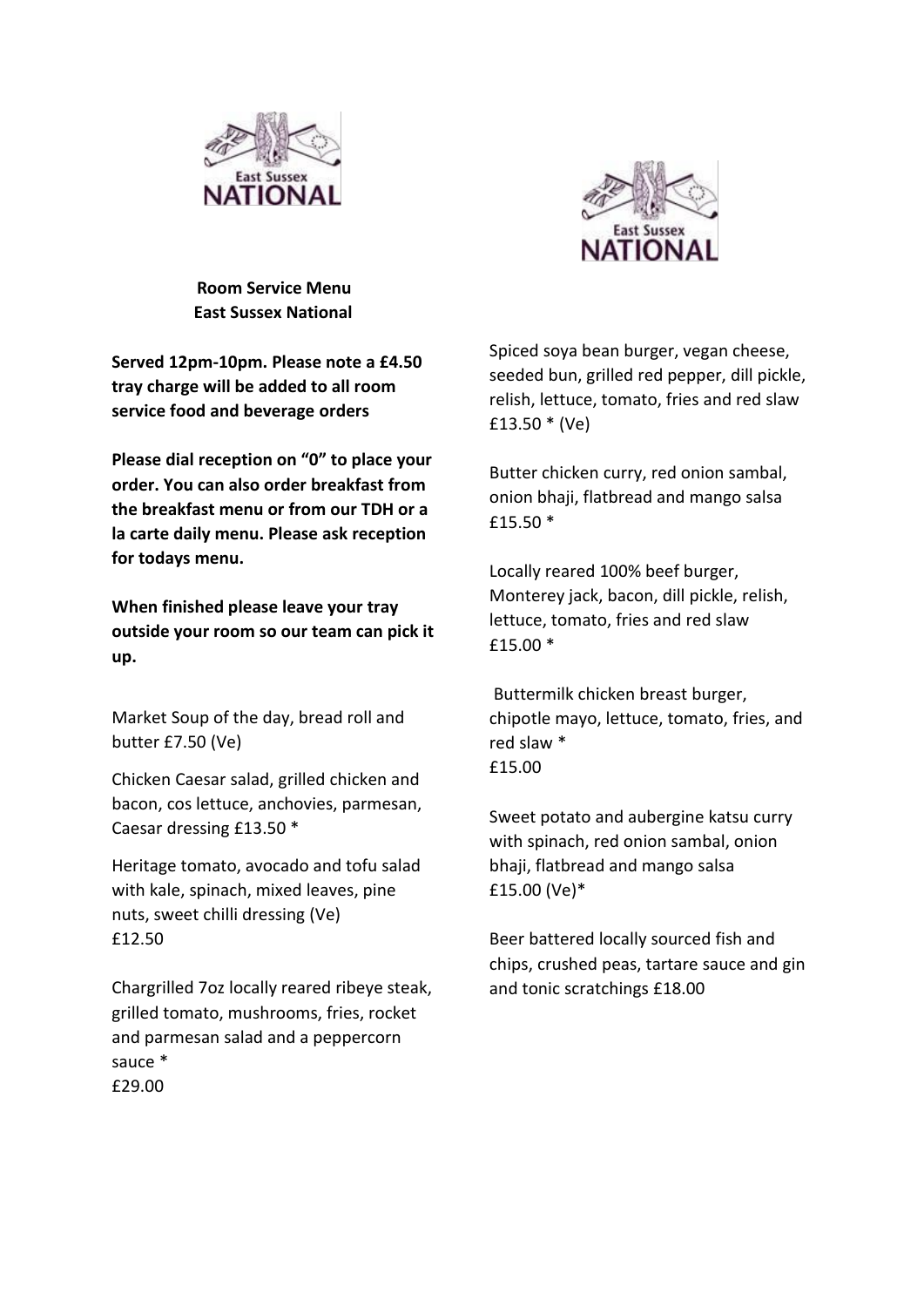**Room Service Menu**
**East Sussex National**

**Served 12pm-10pm. Please note a £4.50 tray charge will be added to all room service food and beverage orders**

**Please dial reception on "0" to place your order. You can also order breakfast from the breakfast menu or from our TDH or a la carte daily menu. Please ask reception for todays menu.**

**When finished please leave your tray outside your room so our team can pick it up.**

Market Soup of the day, bread roll and butter £7.50 (Ve)

Chicken Caesar salad, grilled chicken and bacon, cos lettuce, anchovies, parmesan, Caesar dressing £13.50 *

Heritage tomato, avocado and tofu salad with kale, spinach, mixed leaves, pine nuts, sweet chilli dressing (Ve)
£12.50

Chargrilled 7oz locally reared ribeye steak, grilled tomato, mushrooms, fries, rocket and parmesan salad and a peppercorn sauce *
£29.00

Spiced soya bean burger, vegan cheese, seeded bun, grilled red pepper, dill pickle, relish, lettuce, tomato, fries and red slaw
£13.50 * (Ve)

Butter chicken curry, red onion sambal, onion bhaji, flatbread and mango salsa
£15.50 *

Locally reared 100% beef burger, Monterey jack, bacon, dill pickle, relish, lettuce, tomato, fries and red slaw
£15.00 *

Buttermilk chicken breast burger, chipotle mayo, lettuce, tomato, fries, and red slaw *
£15.00

Sweet potato and aubergine katsu curry with spinach, red onion sambal, onion bhaji, flatbread and mango salsa
£15.00 (Ve)*

Beer battered locally sourced fish and chips, crushed peas, tartare sauce and gin and tonic scratchings £18.00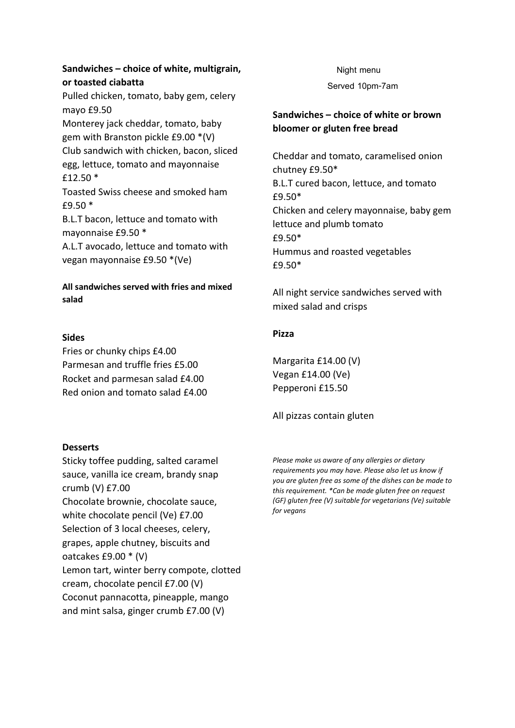## Sandwiches – choice of white, multigrain, or toasted ciabatta

Pulled chicken, tomato, baby gem, celery mayo £9.50
Monterey jack cheddar, tomato, baby gem with Branston pickle £9.00 *(V)
Club sandwich with chicken, bacon, sliced egg, lettuce, tomato and mayonnaise £12.50 *
Toasted Swiss cheese and smoked ham £9.50 *
B.L.T bacon, lettuce and tomato with mayonnaise £9.50 *
A.L.T avocado, lettuce and tomato with vegan mayonnaise £9.50 *(Ve)

**All sandwiches served with fries and mixed salad**

## Sides

Fries or chunky chips £4.00
Parmesan and truffle fries £5.00
Rocket and parmesan salad £4.00
Red onion and tomato salad £4.00

## Desserts

Sticky toffee pudding, salted caramel sauce, vanilla ice cream, brandy snap crumb (V) £7.00
Chocolate brownie, chocolate sauce, white chocolate pencil (Ve) £7.00
Selection of 3 local cheeses, celery, grapes, apple chutney, biscuits and oatcakes £9.00 * (V)
Lemon tart, winter berry compote, clotted cream, chocolate pencil £7.00 (V)
Coconut pannacotta, pineapple, mango and mint salsa, ginger crumb £7.00 (V)

# Night menu

Served 10pm-7am

## Sandwiches – choice of white or brown bloomer or gluten free bread

Cheddar and tomato, caramelised onion chutney £9.50*
B.L.T cured bacon, lettuce, and tomato £9.50*
Chicken and celery mayonnaise, baby gem lettuce and plumb tomato £9.50*
Hummus and roasted vegetables £9.50*

All night service sandwiches served with mixed salad and crisps

## Pizza

Margarita £14.00 (V)
Vegan £14.00 (Ve)
Pepperoni £15.50

All pizzas contain gluten

*Please make us aware of any allergies or dietary requirements you may have. Please also let us know if you are gluten free as some of the dishes can be made to this requirement. *Can be made gluten free on request (GF) gluten free (V) suitable for vegetarians (Ve) suitable for vegans*